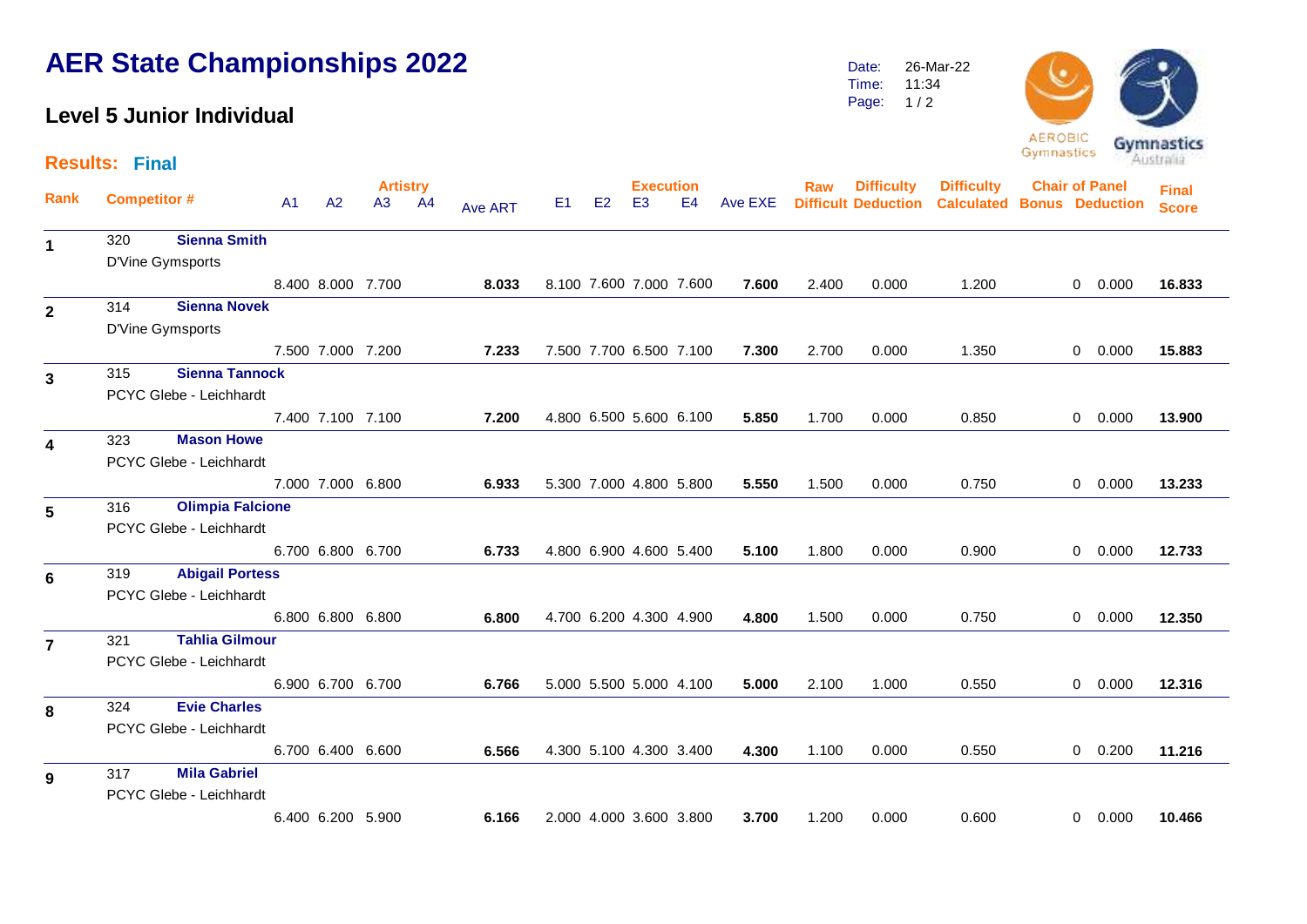# AER State Championships 2022

## Level 5 Junior Individual

Date: 26-Mar-22
Time: 11:34

**Results: Final**

| Rank | Competitor # | A1 | A2 | A3 | A4 | Ave ART | E1 | E2 | E3 | E4 | Ave EXE | Raw Difficult | Difficulty Deduction | Difficulty Calculated | Chair of Panel Bonus | Chair of Panel Deduction | Final Score |
|---|---|---|---|---|---|---|---|---|---|---|---|---|---|---|---|---|---|
| 1 | 320 **Sienna Smith** D'Vine Gymsports | 8.400 | 8.000 | 7.700 | | **8.033** | 8.100 | 7.600 | 7.000 | 7.600 | **7.600** | 2.400 | 0.000 | 1.200 | 0 | 0.000 | **16.833** |
| 2 | 314 **Sienna Novek** D'Vine Gymsports | 7.500 | 7.000 | 7.200 | | **7.233** | 7.500 | 7.700 | 6.500 | 7.100 | **7.300** | 2.700 | 0.000 | 1.350 | 0 | 0.000 | **15.883** |
| 3 | 315 **Sienna Tannock** PCYC Glebe - Leichhardt | 7.400 | 7.100 | 7.100 | | **7.200** | 4.800 | 6.500 | 5.600 | 6.100 | **5.850** | 1.700 | 0.000 | 0.850 | 0 | 0.000 | **13.900** |
| 4 | 323 **Mason Howe** PCYC Glebe - Leichhardt | 7.000 | 7.000 | 6.800 | | **6.933** | 5.300 | 7.000 | 4.800 | 5.800 | **5.550** | 1.500 | 0.000 | 0.750 | 0 | 0.000 | **13.233** |
| 5 | 316 **Olimpia Falcione** PCYC Glebe - Leichhardt | 6.700 | 6.800 | 6.700 | | **6.733** | 4.800 | 6.900 | 4.600 | 5.400 | **5.100** | 1.800 | 0.000 | 0.900 | 0 | 0.000 | **12.733** |
| 6 | 319 **Abigail Portess** PCYC Glebe - Leichhardt | 6.800 | 6.800 | 6.800 | | **6.800** | 4.700 | 6.200 | 4.300 | 4.900 | **4.800** | 1.500 | 0.000 | 0.750 | 0 | 0.000 | **12.350** |
| 7 | 321 **Tahlia Gilmour** PCYC Glebe - Leichhardt | 6.900 | 6.700 | 6.700 | | **6.766** | 5.000 | 5.500 | 5.000 | 4.100 | **5.000** | 2.100 | 1.000 | 0.550 | 0 | 0.000 | **12.316** |
| 8 | 324 **Evie Charles** PCYC Glebe - Leichhardt | 6.700 | 6.400 | 6.600 | | **6.566** | 4.300 | 5.100 | 4.300 | 3.400 | **4.300** | 1.100 | 0.000 | 0.550 | 0 | 0.200 | **11.216** |
| 9 | 317 **Mila Gabriel** PCYC Glebe - Leichhardt | 6.400 | 6.200 | 5.900 | | **6.166** | 2.000 | 4.000 | 3.600 | 3.800 | **3.700** | 1.200 | 0.000 | 0.600 | 0 | 0.000 | **10.466** |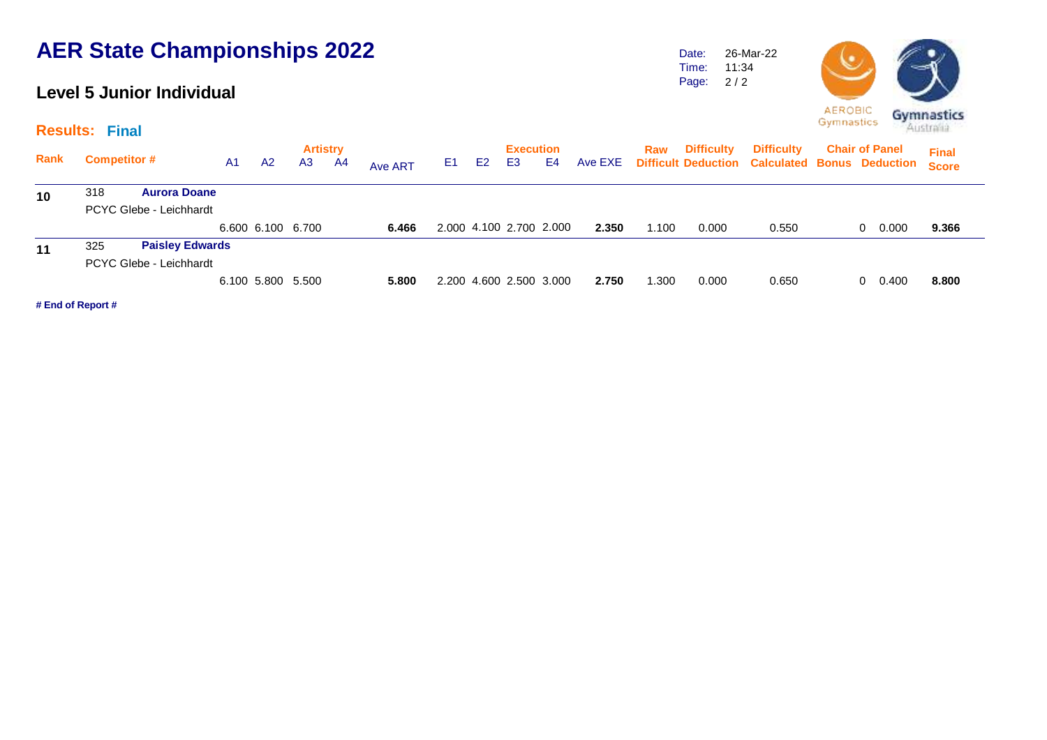# AER State Championships 2022

## Level 5 Junior Individual

Date: 26-Mar-22
Time: 11:34

**Results: Final**

| Rank | Competitor # | | Artistry A1 | A2 | A3 | A4 | Ave ART | Execution E1 | E2 | E3 | E4 | Ave EXE | Raw Difficult | Difficulty Deduction | Difficulty Calculated | Chair of Panel Bonus | Deduction | Final Score |
|---|---|---|---|---|---|---|---|---|---|---|---|---|---|---|---|---|---|---|
| **10** | 318 | **Aurora Doane** | | | | | | | | | | | | | | | | |
| | PCYC Glebe - Leichhardt | | | | | | | | | | | | | | | | | |
| | | | 6.600 | 6.100 | 6.700 | | **6.466** | 2.000 | 4.100 | 2.700 | 2.000 | **2.350** | 1.100 | 0.000 | 0.550 | 0 | 0.000 | **9.366** |
| **11** | 325 | **Paisley Edwards** | | | | | | | | | | | | | | | | |
| | PCYC Glebe - Leichhardt | | | | | | | | | | | | | | | | | |
| | | | 6.100 | 5.800 | 5.500 | | **5.800** | 2.200 | 4.600 | 2.500 | 3.000 | **2.750** | 1.300 | 0.000 | 0.650 | 0 | 0.400 | **8.800** |

**# End of Report #**